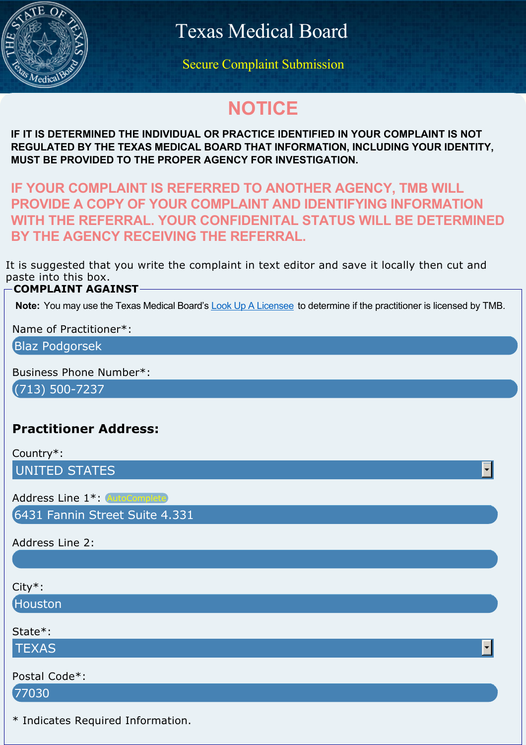# Texas Medical Board

Secure Complaint Submission

## NOTICE

**IF IT IS DETERMINED THE INDIVIDUAL OR PRACTICE IDENTIFIED IN YOUR COMPLAINT IS NOT REGULATED BY THE TEXAS MEDICAL BOARD THAT INFORMATION, INCLUDING YOUR IDENTITY, MUST BE PROVIDED TO THE PROPER AGENCY FOR INVESTIGATION.**

**IF YOUR COMPLAINT IS REFERRED TO ANOTHER AGENCY, TMB WILL PROVIDE A COPY OF YOUR COMPLAINT AND IDENTIFYING INFORMATION WITH THE REFERRAL. YOUR CONFIDENITAL STATUS WILL BE DETERMINED BY THE AGENCY RECEIVING THE REFERRAL.**

It is suggested that you write the complaint in text editor and save it locally then cut and paste into this box.

### COMPLAINT AGAINST

**Note:** You may use the Texas Medical Board's Look Up A Licensee to determine if the practitioner is licensed by TMB.

Name of Practitioner*:
Blaz Podgorsek

Business Phone Number*:
(713) 500-7237

### Practitioner Address:

Country*:
UNITED STATES

Address Line 1*: AutoComplete
6431 Fannin Street Suite 4.331

Address Line 2:

City*:
Houston

State*:
TEXAS

Postal Code*:
77030

* Indicates Required Information.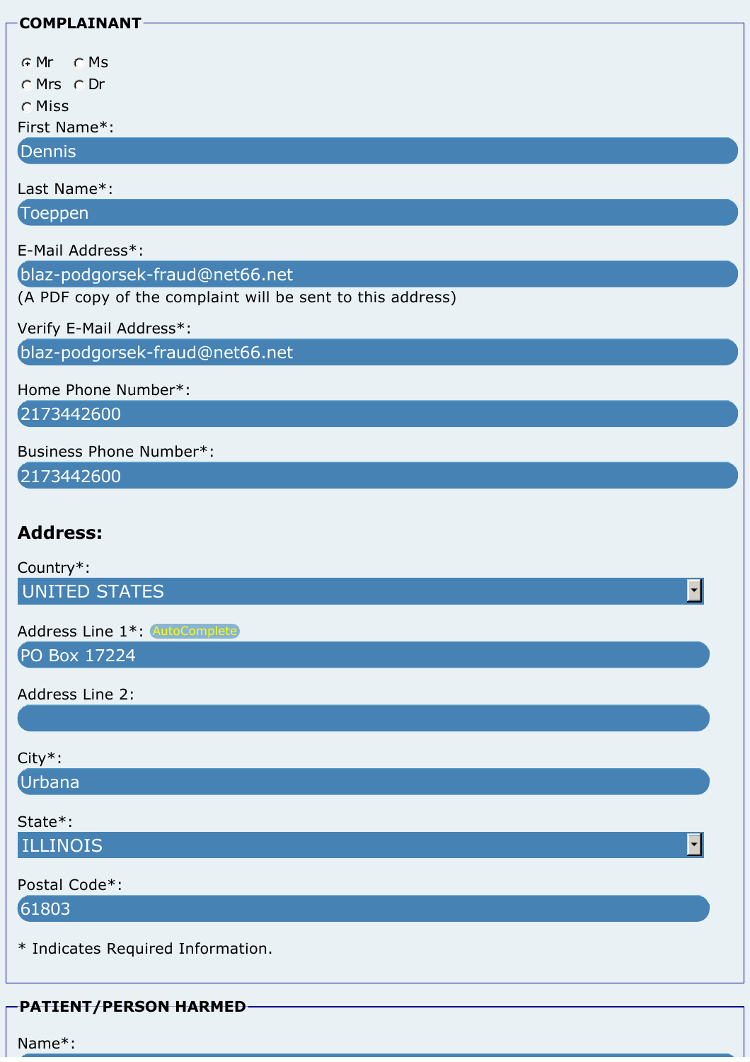## COMPLAINANT

- (•) Mr
- ( ) Ms
- ( ) Mrs
- ( ) Dr
- ( ) Miss

First Name*:
Dennis

Last Name*:
Toeppen

E-Mail Address*:
blaz-podgorsek-fraud@net66.net
(A PDF copy of the complaint will be sent to this address)

Verify E-Mail Address*:
blaz-podgorsek-fraud@net66.net

Home Phone Number*:
2173442600

Business Phone Number*:
2173442600

### Address:

Country*:
UNITED STATES

Address Line 1*: AutoComplete
PO Box 17224

Address Line 2:

City*:
Urbana

State*:
ILLINOIS

Postal Code*:
61803

* Indicates Required Information.

## PATIENT/PERSON HARMED

Name*: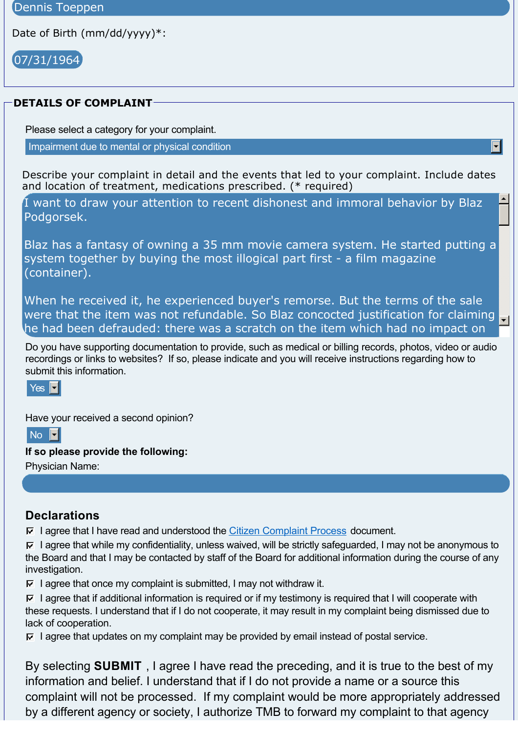Dennis Toeppen

Date of Birth (mm/dd/yyyy)*:

07/31/1964

## DETAILS OF COMPLAINT

Please select a category for your complaint.

Impairment due to mental or physical condition

Describe your complaint in detail and the events that led to your complaint. Include dates and location of treatment, medications prescribed. (* required)

I want to draw your attention to recent dishonest and immoral behavior by Blaz Podgorsek.

Blaz has a fantasy of owning a 35 mm movie camera system. He started putting a system together by buying the most illogical part first - a film magazine (container).

When he received it, he experienced buyer's remorse. But the terms of the sale were that the item was not refundable. So Blaz concocted justification for claiming he had been defrauded: there was a scratch on the item which had no impact on

Do you have supporting documentation to provide, such as medical or billing records, photos, video or audio recordings or links to websites? If so, please indicate and you will receive instructions regarding how to submit this information.

Yes

Have your received a second opinion?

No

**If so please provide the following:**

Physician Name:

## Declarations

- ☑ I agree that I have read and understood the Citizen Complaint Process document.
- ☑ I agree that while my confidentiality, unless waived, will be strictly safeguarded, I may not be anonymous to the Board and that I may be contacted by staff of the Board for additional information during the course of any investigation.
- ☑ I agree that once my complaint is submitted, I may not withdraw it.
- ☑ I agree that if additional information is required or if my testimony is required that I will cooperate with these requests. I understand that if I do not cooperate, it may result in my complaint being dismissed due to lack of cooperation.
- ☑ I agree that updates on my complaint may be provided by email instead of postal service.

By selecting **SUBMIT** , I agree I have read the preceding, and it is true to the best of my information and belief. I understand that if I do not provide a name or a source this complaint will not be processed. If my complaint would be more appropriately addressed by a different agency or society, I authorize TMB to forward my complaint to that agency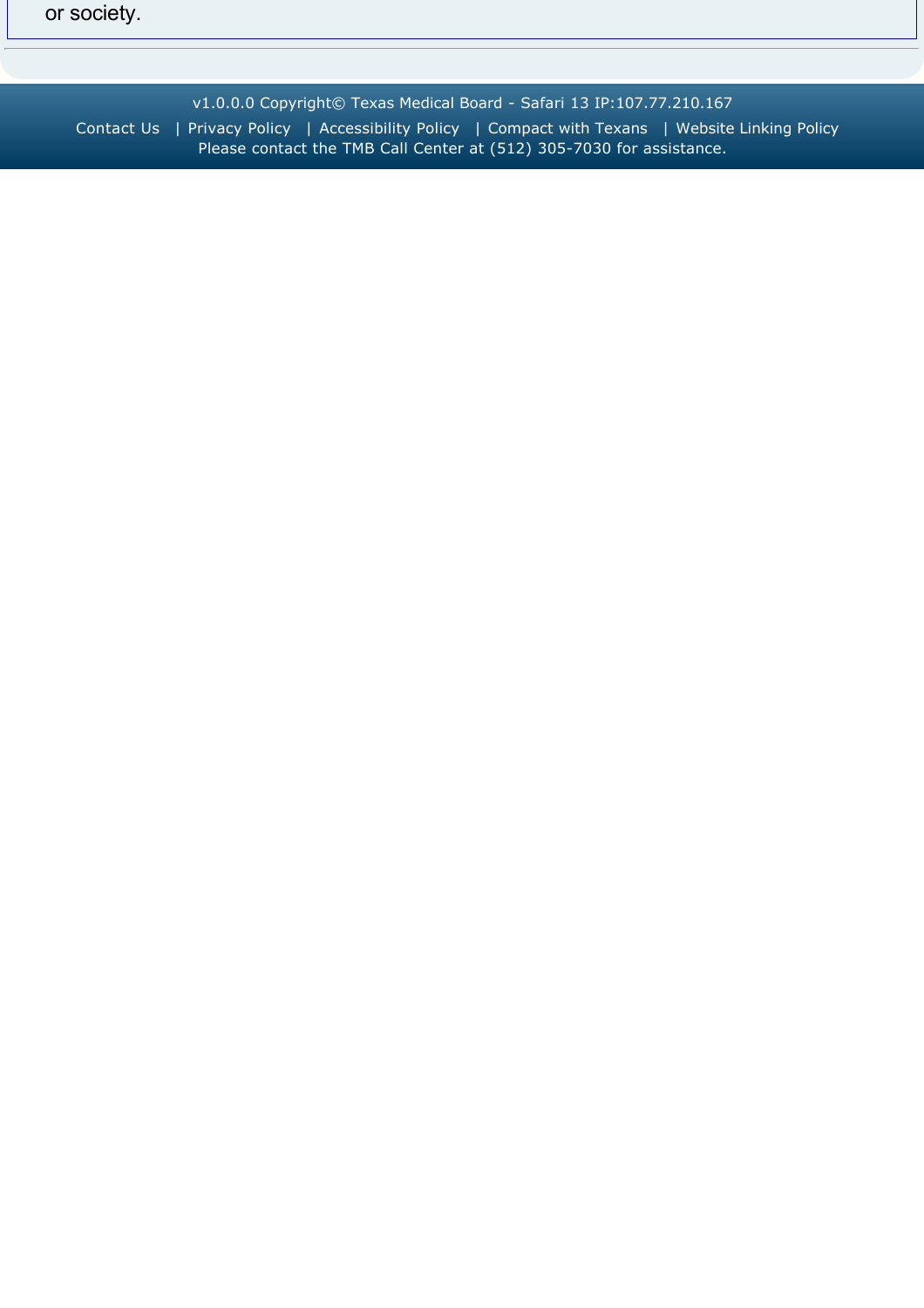or society.

v1.0.0.0 Copyright© Texas Medical Board - Safari 13 IP:107.77.210.167

Contact Us | Privacy Policy | Accessibility Policy | Compact with Texans | Website Linking Policy

Please contact the TMB Call Center at (512) 305-7030 for assistance.